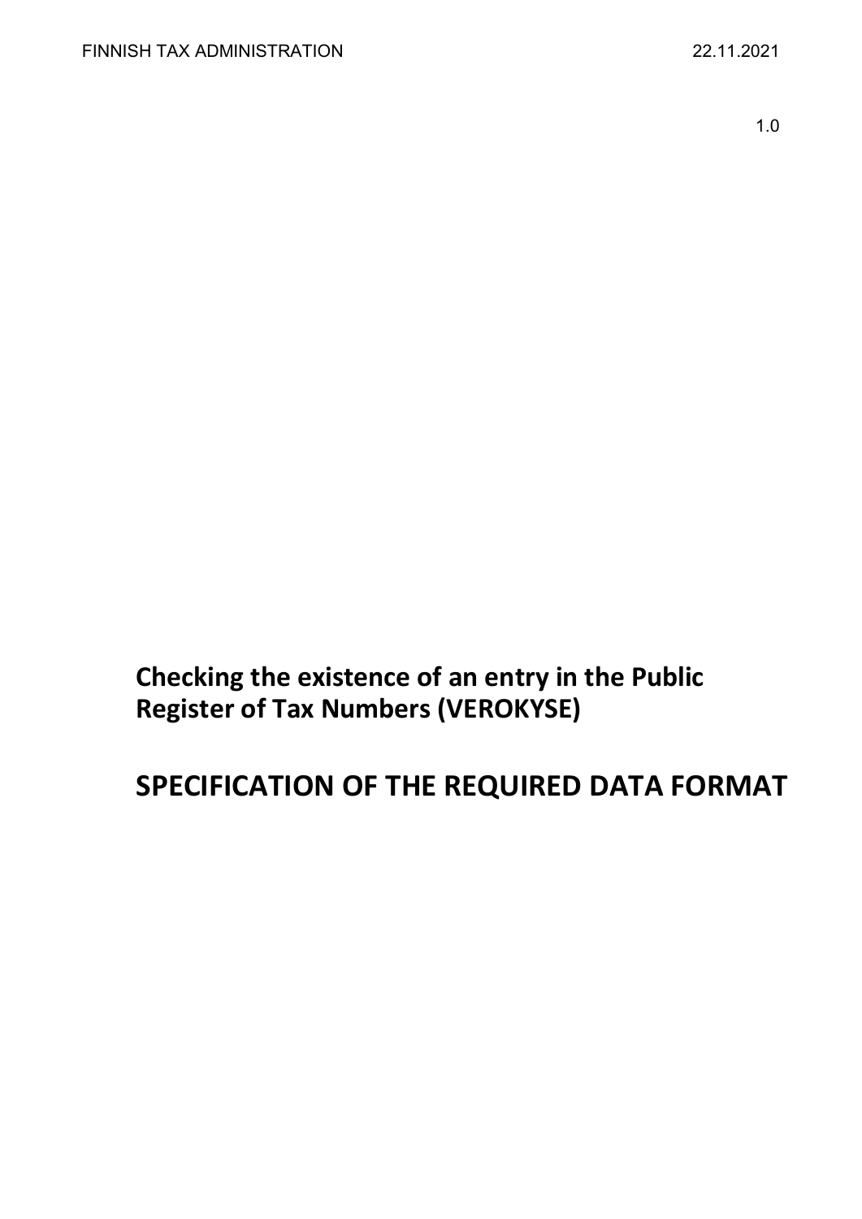FINNISH TAX ADMINISTRATION

22.11.2021

1.0

# Checking the existence of an entry in the Public Register of Tax Numbers (VEROKYSE)

# SPECIFICATION OF THE REQUIRED DATA FORMAT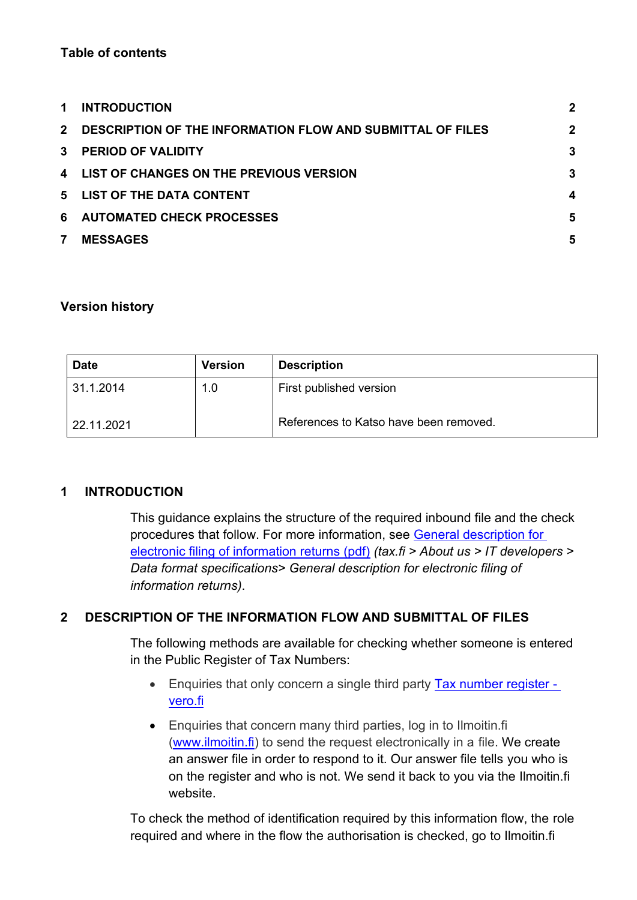**Table of contents**

| | | |
|---|---|---|
| 1 | INTRODUCTION | 2 |
| 2 | DESCRIPTION OF THE INFORMATION FLOW AND SUBMITTAL OF FILES | 2 |
| 3 | PERIOD OF VALIDITY | 3 |
| 4 | LIST OF CHANGES ON THE PREVIOUS VERSION | 3 |
| 5 | LIST OF THE DATA CONTENT | 4 |
| 6 | AUTOMATED CHECK PROCESSES | 5 |
| 7 | MESSAGES | 5 |

**Version history**

| Date | Version | Description |
|---|---|---|
| 31.1.2014 | 1.0 | First published version |
| 22.11.2021 | | References to Katso have been removed. |

# 1 INTRODUCTION

This guidance explains the structure of the required inbound file and the check procedures that follow. For more information, see General description for electronic filing of information returns (pdf) *(tax.fi > About us > IT developers > Data format specifications> General description for electronic filing of information returns)*.

# 2 DESCRIPTION OF THE INFORMATION FLOW AND SUBMITTAL OF FILES

The following methods are available for checking whether someone is entered in the Public Register of Tax Numbers:

- Enquiries that only concern a single third party Tax number register - vero.fi
- Enquiries that concern many third parties, log in to Ilmoitin.fi (www.ilmoitin.fi) to send the request electronically in a file. We create an answer file in order to respond to it. Our answer file tells you who is on the register and who is not. We send it back to you via the Ilmoitin.fi website.

To check the method of identification required by this information flow, the role required and where in the flow the authorisation is checked, go to Ilmoitin.fi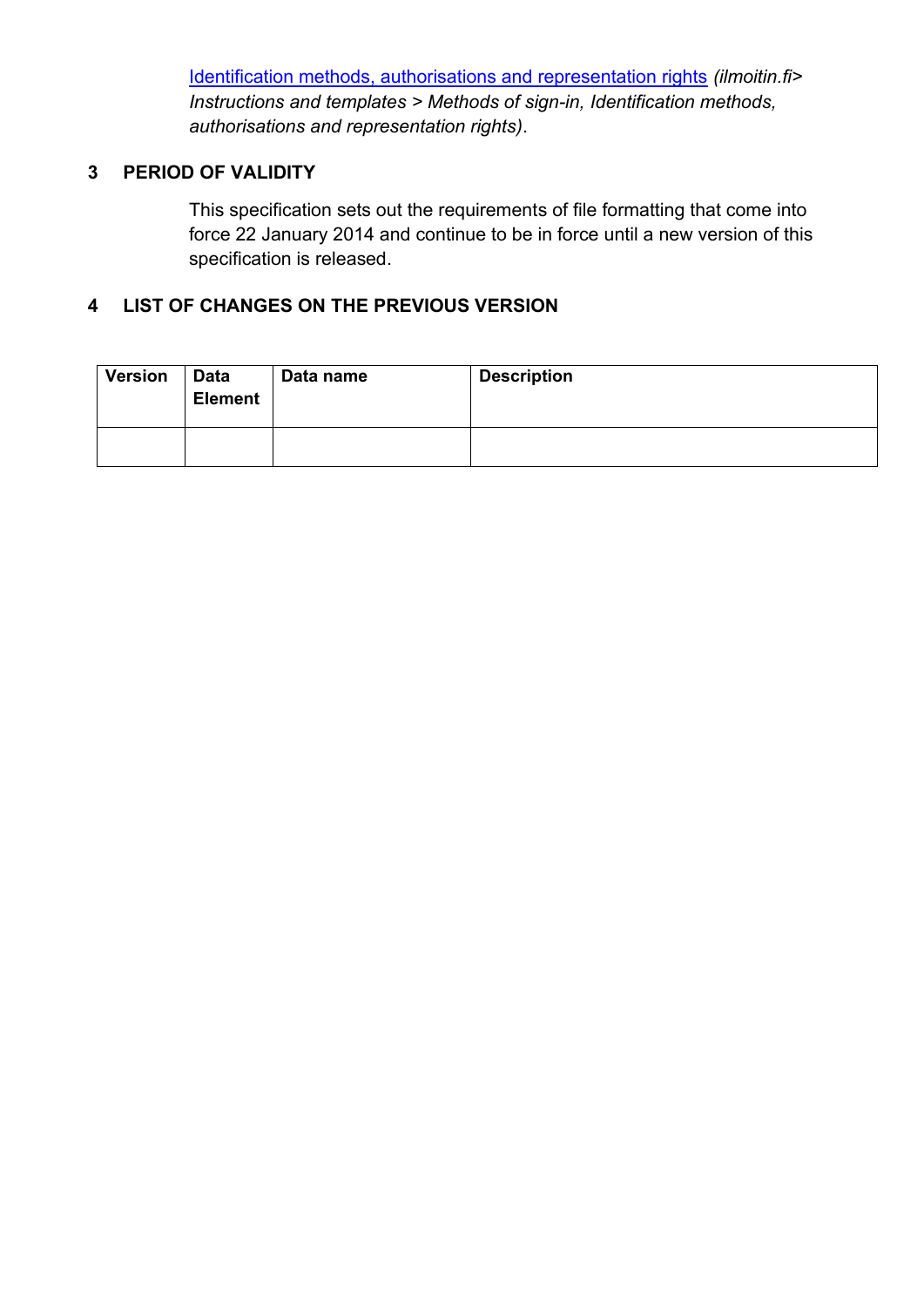[Identification methods, authorisations and representation rights](#) *(ilmoitin.fi> Instructions and templates > Methods of sign-in, Identification methods, authorisations and representation rights)*.

## 3 PERIOD OF VALIDITY

This specification sets out the requirements of file formatting that come into force 22 January 2014 and continue to be in force until a new version of this specification is released.

## 4 LIST OF CHANGES ON THE PREVIOUS VERSION

| Version | Data Element | Data name | Description |
|---|---|---|---|
| | | | |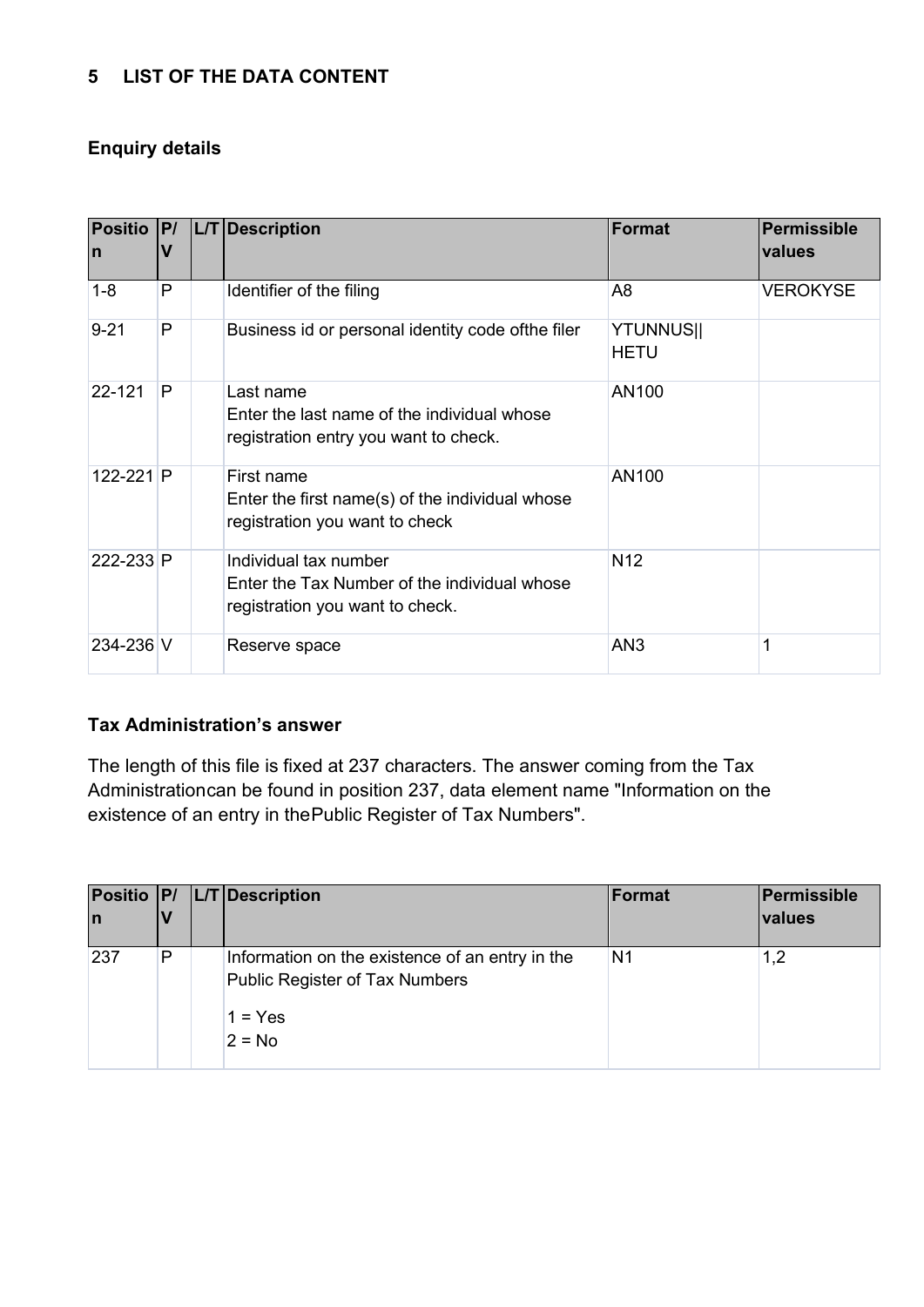## 5 LIST OF THE DATA CONTENT

### Enquiry details

| Position | P/V | L/T | Description | Format | Permissible values |
|---|---|---|---|---|---|
| 1-8 | P | | Identifier of the filing | A8 | VEROKYSE |
| 9-21 | P | | Business id or personal identity code ofthe filer | YTUNNUS\|\| HETU | |
| 22-121 | P | | Last name<br>Enter the last name of the individual whose registration entry you want to check. | AN100 | |
| 122-221 | P | | First name<br>Enter the first name(s) of the individual whose registration you want to check | AN100 | |
| 222-233 | P | | Individual tax number<br>Enter the Tax Number of the individual whose registration you want to check. | N12 | |
| 234-236 | V | | Reserve space | AN3 | 1 |

### Tax Administration's answer

The length of this file is fixed at 237 characters. The answer coming from the Tax Administrationcan be found in position 237, data element name "Information on the existence of an entry in thePublic Register of Tax Numbers".

| Position | P/V | L/T | Description | Format | Permissible values |
|---|---|---|---|---|---|
| 237 | P | | Information on the existence of an entry in the Public Register of Tax Numbers<br>1 = Yes<br>2 = No | N1 | 1,2 |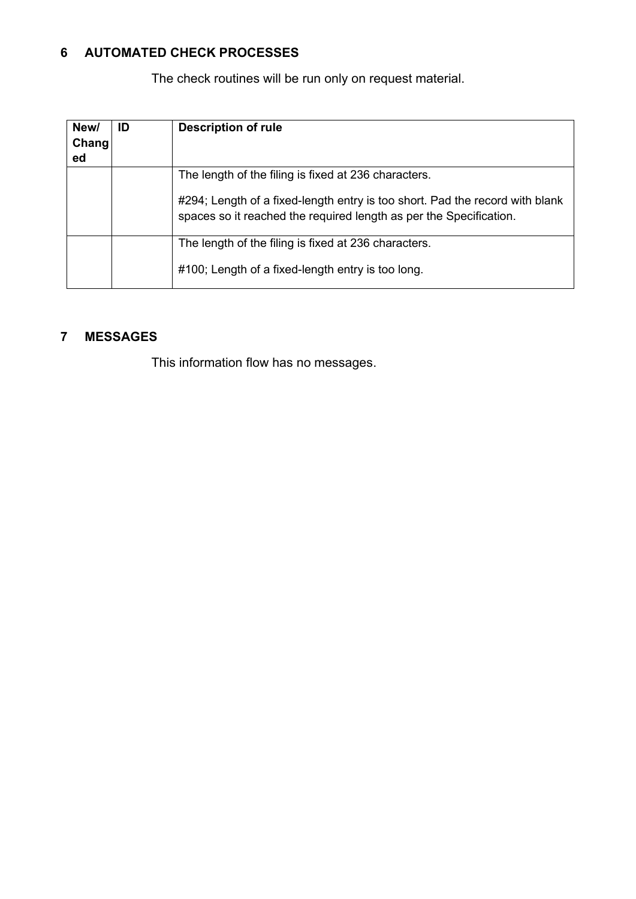## 6 AUTOMATED CHECK PROCESSES

The check routines will be run only on request material.

| New/ Changed | ID | Description of rule |
|---|---|---|
| | | The length of the filing is fixed at 236 characters.<br><br>#294; Length of a fixed-length entry is too short. Pad the record with blank spaces so it reached the required length as per the Specification. |
| | | The length of the filing is fixed at 236 characters.<br><br>#100; Length of a fixed-length entry is too long. |

## 7 MESSAGES

This information flow has no messages.